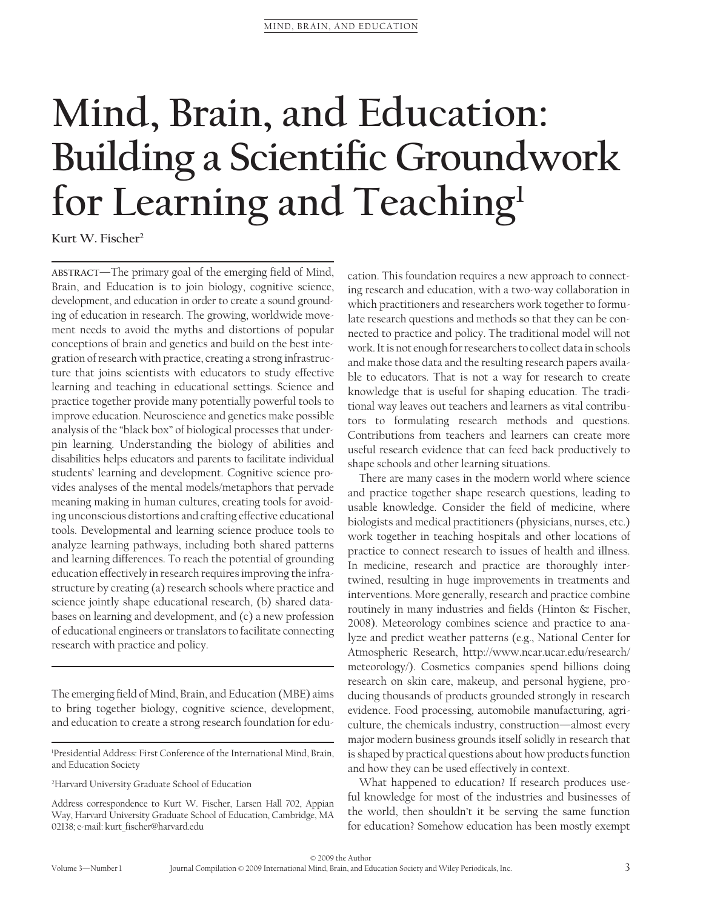# Mind, Brain, and Education: Building a Scientific Groundwork for Learning and Teaching[1]

**Kurt W. Fischer**[2]

ABSTRACT—The primary goal of the emerging field of Mind, Brain, and Education is to join biology, cognitive science, development, and education in order to create a sound grounding of education in research. The growing, worldwide movement needs to avoid the myths and distortions of popular conceptions of brain and genetics and build on the best integration of research with practice, creating a strong infrastructure that joins scientists with educators to study effective learning and teaching in educational settings. Science and practice together provide many potentially powerful tools to improve education. Neuroscience and genetics make possible analysis of the "black box" of biological processes that underpin learning. Understanding the biology of abilities and disabilities helps educators and parents to facilitate individual students' learning and development. Cognitive science provides analyses of the mental models/metaphors that pervade meaning making in human cultures, creating tools for avoiding unconscious distortions and crafting effective educational tools. Developmental and learning science produce tools to analyze learning pathways, including both shared patterns and learning differences. To reach the potential of grounding education effectively in research requires improving the infrastructure by creating (a) research schools where practice and science jointly shape educational research, (b) shared databases on learning and development, and (c) a new profession of educational engineers or translators to facilitate connecting research with practice and policy.

The emerging field of Mind, Brain, and Education (MBE) aims to bring together biology, cognitive science, development, and education to create a strong research foundation for education. This foundation requires a new approach to connecting research and education, with a two-way collaboration in which practitioners and researchers work together to formulate research questions and methods so that they can be connected to practice and policy. The traditional model will not work. It is not enough for researchers to collect data in schools and make those data and the resulting research papers available to educators. That is not a way for research to create knowledge that is useful for shaping education. The traditional way leaves out teachers and learners as vital contributors to formulating research methods and questions. Contributions from teachers and learners can create more useful research evidence that can feed back productively to shape schools and other learning situations.

There are many cases in the modern world where science and practice together shape research questions, leading to usable knowledge. Consider the field of medicine, where biologists and medical practitioners (physicians, nurses, etc.) work together in teaching hospitals and other locations of practice to connect research to issues of health and illness. In medicine, research and practice are thoroughly intertwined, resulting in huge improvements in treatments and interventions. More generally, research and practice combine routinely in many industries and fields (Hinton & Fischer, 2008). Meteorology combines science and practice to analyze and predict weather patterns (e.g., National Center for Atmospheric Research, http://www.ncar.ucar.edu/research/meteorology/). Cosmetics companies spend billions doing research on skin care, makeup, and personal hygiene, producing thousands of products grounded strongly in research evidence. Food processing, automobile manufacturing, agriculture, the chemicals industry, construction—almost every major modern business grounds itself solidly in research that is shaped by practical questions about how products function and how they can be used effectively in context.

What happened to education? If research produces useful knowledge for most of the industries and businesses of the world, then shouldn't it be serving the same function for education? Somehow education has been mostly exempt

[1] Presidential Address: First Conference of the International Mind, Brain, and Education Society

[2] Harvard University Graduate School of Education

Address correspondence to Kurt W. Fischer, Larsen Hall 702, Appian Way, Harvard University Graduate School of Education, Cambridge, MA 02138; e-mail: kurt_fischer@harvard.edu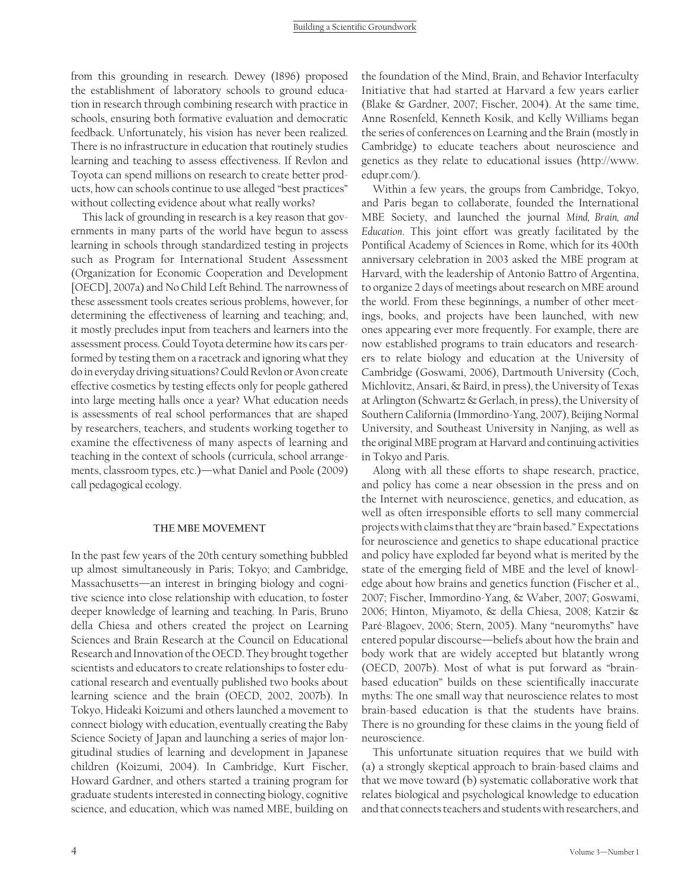from this grounding in research. Dewey (1896) proposed the establishment of laboratory schools to ground education in research through combining research with practice in schools, ensuring both formative evaluation and democratic feedback. Unfortunately, his vision has never been realized. There is no infrastructure in education that routinely studies learning and teaching to assess effectiveness. If Revlon and Toyota can spend millions on research to create better products, how can schools continue to use alleged "best practices" without collecting evidence about what really works?

This lack of grounding in research is a key reason that governments in many parts of the world have begun to assess learning in schools through standardized testing in projects such as Program for International Student Assessment (Organization for Economic Cooperation and Development [OECD], 2007a) and No Child Left Behind. The narrowness of these assessment tools creates serious problems, however, for determining the effectiveness of learning and teaching; and, it mostly precludes input from teachers and learners into the assessment process. Could Toyota determine how its cars performed by testing them on a racetrack and ignoring what they do in everyday driving situations? Could Revlon or Avon create effective cosmetics by testing effects only for people gathered into large meeting halls once a year? What education needs is assessments of real school performances that are shaped by researchers, teachers, and students working together to examine the effectiveness of many aspects of learning and teaching in the context of schools (curricula, school arrangements, classroom types, etc.)—what Daniel and Poole (2009) call pedagogical ecology.

## THE MBE MOVEMENT

In the past few years of the 20th century something bubbled up almost simultaneously in Paris; Tokyo; and Cambridge, Massachusetts—an interest in bringing biology and cognitive science into close relationship with education, to foster deeper knowledge of learning and teaching. In Paris, Bruno della Chiesa and others created the project on Learning Sciences and Brain Research at the Council on Educational Research and Innovation of the OECD. They brought together scientists and educators to create relationships to foster educational research and eventually published two books about learning science and the brain (OECD, 2002, 2007b). In Tokyo, Hideaki Koizumi and others launched a movement to connect biology with education, eventually creating the Baby Science Society of Japan and launching a series of major longitudinal studies of learning and development in Japanese children (Koizumi, 2004). In Cambridge, Kurt Fischer, Howard Gardner, and others started a training program for graduate students interested in connecting biology, cognitive science, and education, which was named MBE, building on the foundation of the Mind, Brain, and Behavior Interfaculty Initiative that had started at Harvard a few years earlier (Blake & Gardner, 2007; Fischer, 2004). At the same time, Anne Rosenfeld, Kenneth Kosik, and Kelly Williams began the series of conferences on Learning and the Brain (mostly in Cambridge) to educate teachers about neuroscience and genetics as they relate to educational issues (http://www.edupr.com/).

Within a few years, the groups from Cambridge, Tokyo, and Paris began to collaborate, founded the International MBE Society, and launched the journal *Mind, Brain, and Education*. This joint effort was greatly facilitated by the Pontifical Academy of Sciences in Rome, which for its 400th anniversary celebration in 2003 asked the MBE program at Harvard, with the leadership of Antonio Battro of Argentina, to organize 2 days of meetings about research on MBE around the world. From these beginnings, a number of other meetings, books, and projects have been launched, with new ones appearing ever more frequently. For example, there are now established programs to train educators and researchers to relate biology and education at the University of Cambridge (Goswami, 2006), Dartmouth University (Coch, Michlovitz, Ansari, & Baird, in press), the University of Texas at Arlington (Schwartz & Gerlach, in press), the University of Southern California (Immordino-Yang, 2007), Beijing Normal University, and Southeast University in Nanjing, as well as the original MBE program at Harvard and continuing activities in Tokyo and Paris.

Along with all these efforts to shape research, practice, and policy has come a near obsession in the press and on the Internet with neuroscience, genetics, and education, as well as often irresponsible efforts to sell many commercial projects with claims that they are "brain based." Expectations for neuroscience and genetics to shape educational practice and policy have exploded far beyond what is merited by the state of the emerging field of MBE and the level of knowledge about how brains and genetics function (Fischer et al., 2007; Fischer, Immordino-Yang, & Waber, 2007; Goswami, 2006; Hinton, Miyamoto, & della Chiesa, 2008; Katzir & Paré-Blagoev, 2006; Stern, 2005). Many "neuromyths" have entered popular discourse—beliefs about how the brain and body work that are widely accepted but blatantly wrong (OECD, 2007b). Most of what is put forward as "brain-based education" builds on these scientifically inaccurate myths: The one small way that neuroscience relates to most brain-based education is that the students have brains. There is no grounding for these claims in the young field of neuroscience.

This unfortunate situation requires that we build with (a) a strongly skeptical approach to brain-based claims and that we move toward (b) systematic collaborative work that relates biological and psychological knowledge to education and that connects teachers and students with researchers, and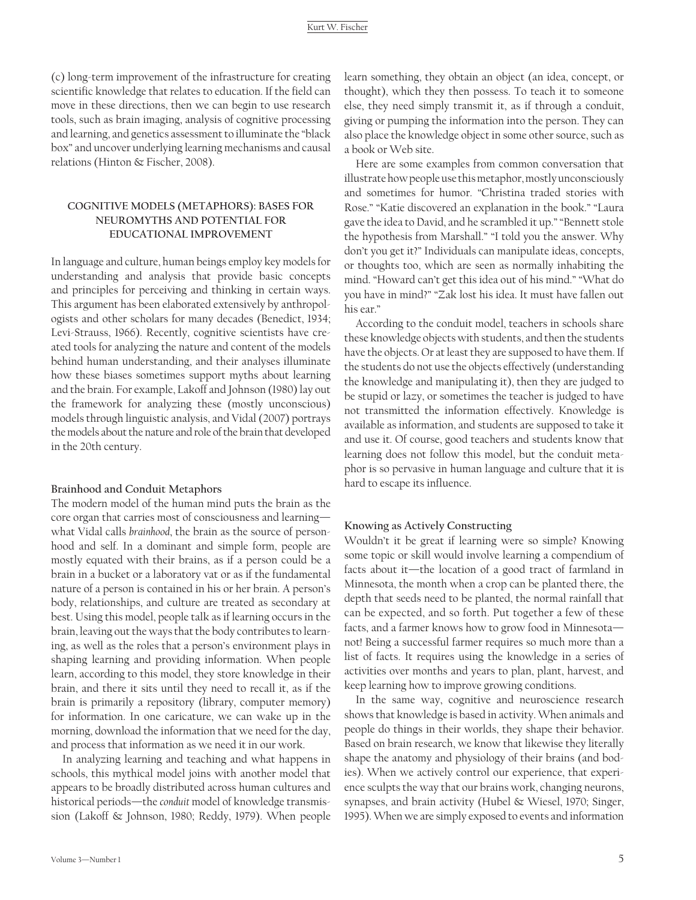(c) long-term improvement of the infrastructure for creating scientific knowledge that relates to education. If the field can move in these directions, then we can begin to use research tools, such as brain imaging, analysis of cognitive processing and learning, and genetics assessment to illuminate the "black box" and uncover underlying learning mechanisms and causal relations (Hinton & Fischer, 2008).

## COGNITIVE MODELS (METAPHORS): BASES FOR NEUROMYTHS AND POTENTIAL FOR EDUCATIONAL IMPROVEMENT

In language and culture, human beings employ key models for understanding and analysis that provide basic concepts and principles for perceiving and thinking in certain ways. This argument has been elaborated extensively by anthropologists and other scholars for many decades (Benedict, 1934; Levi-Strauss, 1966). Recently, cognitive scientists have created tools for analyzing the nature and content of the models behind human understanding, and their analyses illuminate how these biases sometimes support myths about learning and the brain. For example, Lakoff and Johnson (1980) lay out the framework for analyzing these (mostly unconscious) models through linguistic analysis, and Vidal (2007) portrays the models about the nature and role of the brain that developed in the 20th century.

### Brainhood and Conduit Metaphors

The modern model of the human mind puts the brain as the core organ that carries most of consciousness and learning—what Vidal calls *brainhood*, the brain as the source of personhood and self. In a dominant and simple form, people are mostly equated with their brains, as if a person could be a brain in a bucket or a laboratory vat or as if the fundamental nature of a person is contained in his or her brain. A person's body, relationships, and culture are treated as secondary at best. Using this model, people talk as if learning occurs in the brain, leaving out the ways that the body contributes to learning, as well as the roles that a person's environment plays in shaping learning and providing information. When people learn, according to this model, they store knowledge in their brain, and there it sits until they need to recall it, as if the brain is primarily a repository (library, computer memory) for information. In one caricature, we can wake up in the morning, download the information that we need for the day, and process that information as we need it in our work.

In analyzing learning and teaching and what happens in schools, this mythical model joins with another model that appears to be broadly distributed across human cultures and historical periods—the *conduit* model of knowledge transmission (Lakoff & Johnson, 1980; Reddy, 1979). When people learn something, they obtain an object (an idea, concept, or thought), which they then possess. To teach it to someone else, they need simply transmit it, as if through a conduit, giving or pumping the information into the person. They can also place the knowledge object in some other source, such as a book or Web site.

Here are some examples from common conversation that illustrate how people use this metaphor, mostly unconsciously and sometimes for humor. "Christina traded stories with Rose." "Katie discovered an explanation in the book." "Laura gave the idea to David, and he scrambled it up." "Bennett stole the hypothesis from Marshall." "I told you the answer. Why don't you get it?" Individuals can manipulate ideas, concepts, or thoughts too, which are seen as normally inhabiting the mind. "Howard can't get this idea out of his mind." "What do you have in mind?" "Zak lost his idea. It must have fallen out his ear."

According to the conduit model, teachers in schools share these knowledge objects with students, and then the students have the objects. Or at least they are supposed to have them. If the students do not use the objects effectively (understanding the knowledge and manipulating it), then they are judged to be stupid or lazy, or sometimes the teacher is judged to have not transmitted the information effectively. Knowledge is available as information, and students are supposed to take it and use it. Of course, good teachers and students know that learning does not follow this model, but the conduit metaphor is so pervasive in human language and culture that it is hard to escape its influence.

### Knowing as Actively Constructing

Wouldn't it be great if learning were so simple? Knowing some topic or skill would involve learning a compendium of facts about it—the location of a good tract of farmland in Minnesota, the month when a crop can be planted there, the depth that seeds need to be planted, the normal rainfall that can be expected, and so forth. Put together a few of these facts, and a farmer knows how to grow food in Minnesota—not! Being a successful farmer requires so much more than a list of facts. It requires using the knowledge in a series of activities over months and years to plan, plant, harvest, and keep learning how to improve growing conditions.

In the same way, cognitive and neuroscience research shows that knowledge is based in activity. When animals and people do things in their worlds, they shape their behavior. Based on brain research, we know that likewise they literally shape the anatomy and physiology of their brains (and bodies). When we actively control our experience, that experience sculpts the way that our brains work, changing neurons, synapses, and brain activity (Hubel & Wiesel, 1970; Singer, 1995). When we are simply exposed to events and information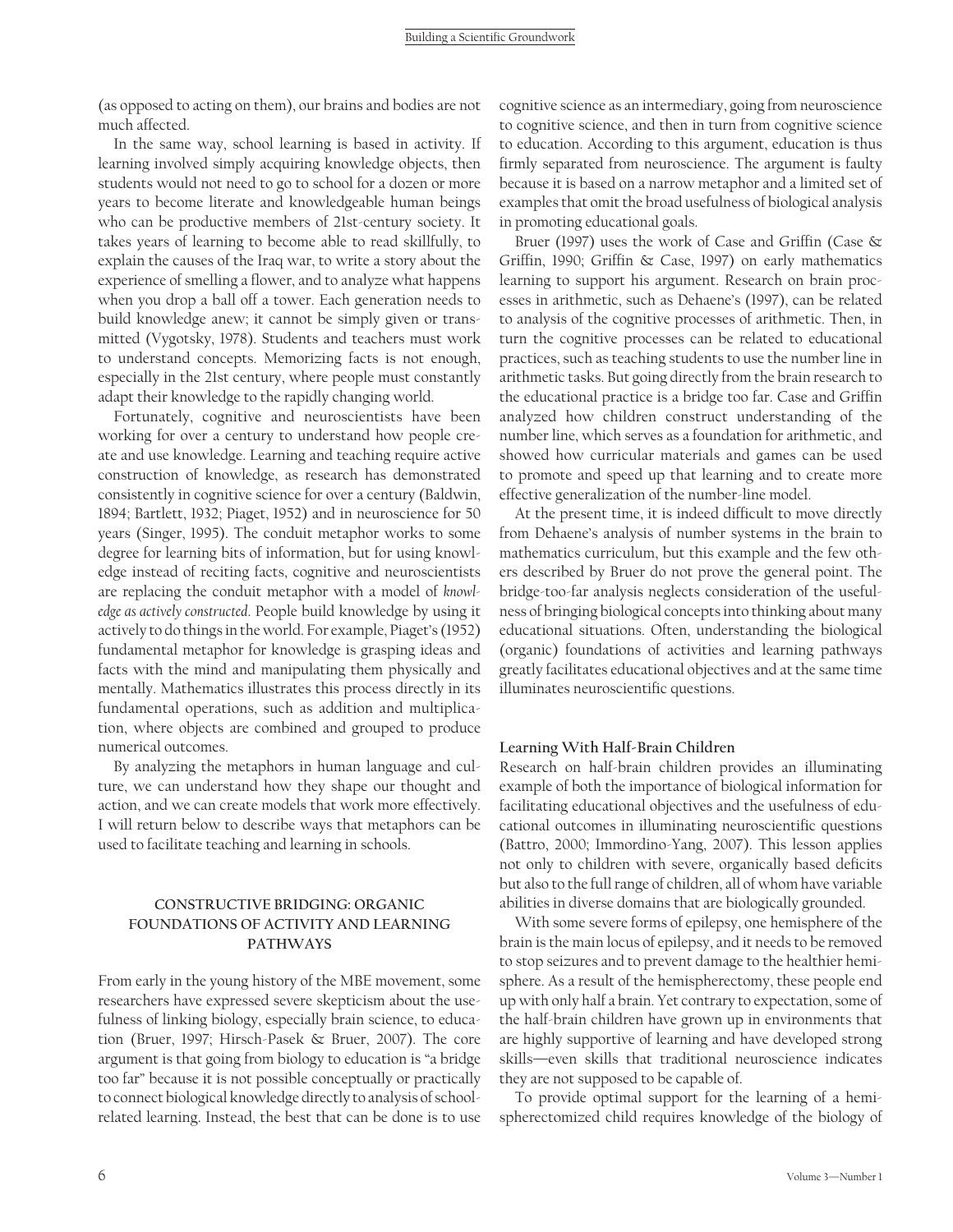(as opposed to acting on them), our brains and bodies are not much affected.

In the same way, school learning is based in activity. If learning involved simply acquiring knowledge objects, then students would not need to go to school for a dozen or more years to become literate and knowledgeable human beings who can be productive members of 21st-century society. It takes years of learning to become able to read skillfully, to explain the causes of the Iraq war, to write a story about the experience of smelling a flower, and to analyze what happens when you drop a ball off a tower. Each generation needs to build knowledge anew; it cannot be simply given or transmitted (Vygotsky, 1978). Students and teachers must work to understand concepts. Memorizing facts is not enough, especially in the 21st century, where people must constantly adapt their knowledge to the rapidly changing world.

Fortunately, cognitive and neuroscientists have been working for over a century to understand how people create and use knowledge. Learning and teaching require active construction of knowledge, as research has demonstrated consistently in cognitive science for over a century (Baldwin, 1894; Bartlett, 1932; Piaget, 1952) and in neuroscience for 50 years (Singer, 1995). The conduit metaphor works to some degree for learning bits of information, but for using knowledge instead of reciting facts, cognitive and neuroscientists are replacing the conduit metaphor with a model of *knowledge as actively constructed*. People build knowledge by using it actively to do things in the world. For example, Piaget's (1952) fundamental metaphor for knowledge is grasping ideas and facts with the mind and manipulating them physically and mentally. Mathematics illustrates this process directly in its fundamental operations, such as addition and multiplication, where objects are combined and grouped to produce numerical outcomes.

By analyzing the metaphors in human language and culture, we can understand how they shape our thought and action, and we can create models that work more effectively. I will return below to describe ways that metaphors can be used to facilitate teaching and learning in schools.

## CONSTRUCTIVE BRIDGING: ORGANIC FOUNDATIONS OF ACTIVITY AND LEARNING PATHWAYS

From early in the young history of the MBE movement, some researchers have expressed severe skepticism about the usefulness of linking biology, especially brain science, to education (Bruer, 1997; Hirsch-Pasek & Bruer, 2007). The core argument is that going from biology to education is "a bridge too far" because it is not possible conceptually or practically to connect biological knowledge directly to analysis of school-related learning. Instead, the best that can be done is to use cognitive science as an intermediary, going from neuroscience to cognitive science, and then in turn from cognitive science to education. According to this argument, education is thus firmly separated from neuroscience. The argument is faulty because it is based on a narrow metaphor and a limited set of examples that omit the broad usefulness of biological analysis in promoting educational goals.

Bruer (1997) uses the work of Case and Griffin (Case & Griffin, 1990; Griffin & Case, 1997) on early mathematics learning to support his argument. Research on brain processes in arithmetic, such as Dehaene's (1997), can be related to analysis of the cognitive processes of arithmetic. Then, in turn the cognitive processes can be related to educational practices, such as teaching students to use the number line in arithmetic tasks. But going directly from the brain research to the educational practice is a bridge too far. Case and Griffin analyzed how children construct understanding of the number line, which serves as a foundation for arithmetic, and showed how curricular materials and games can be used to promote and speed up that learning and to create more effective generalization of the number-line model.

At the present time, it is indeed difficult to move directly from Dehaene's analysis of number systems in the brain to mathematics curriculum, but this example and the few others described by Bruer do not prove the general point. The bridge-too-far analysis neglects consideration of the usefulness of bringing biological concepts into thinking about many educational situations. Often, understanding the biological (organic) foundations of activities and learning pathways greatly facilitates educational objectives and at the same time illuminates neuroscientific questions.

### Learning With Half-Brain Children

Research on half-brain children provides an illuminating example of both the importance of biological information for facilitating educational objectives and the usefulness of educational outcomes in illuminating neuroscientific questions (Battro, 2000; Immordino-Yang, 2007). This lesson applies not only to children with severe, organically based deficits but also to the full range of children, all of whom have variable abilities in diverse domains that are biologically grounded.

With some severe forms of epilepsy, one hemisphere of the brain is the main locus of epilepsy, and it needs to be removed to stop seizures and to prevent damage to the healthier hemisphere. As a result of the hemispherectomy, these people end up with only half a brain. Yet contrary to expectation, some of the half-brain children have grown up in environments that are highly supportive of learning and have developed strong skills—even skills that traditional neuroscience indicates they are not supposed to be capable of.

To provide optimal support for the learning of a hemispherectomized child requires knowledge of the biology of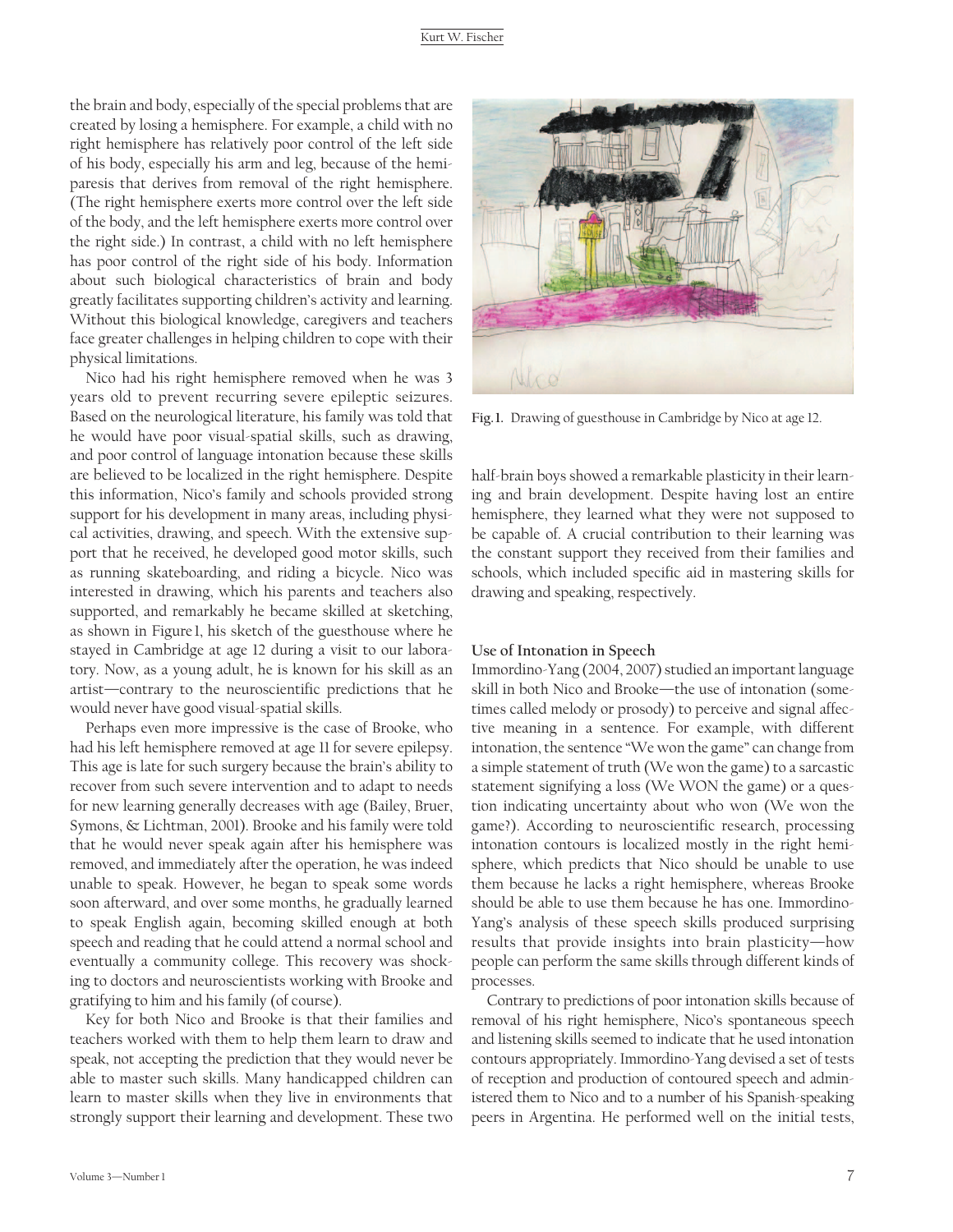the brain and body, especially of the special problems that are created by losing a hemisphere. For example, a child with no right hemisphere has relatively poor control of the left side of his body, especially his arm and leg, because of the hemiparesis that derives from removal of the right hemisphere. (The right hemisphere exerts more control over the left side of the body, and the left hemisphere exerts more control over the right side.) In contrast, a child with no left hemisphere has poor control of the right side of his body. Information about such biological characteristics of brain and body greatly facilitates supporting children's activity and learning. Without this biological knowledge, caregivers and teachers face greater challenges in helping children to cope with their physical limitations.

Nico had his right hemisphere removed when he was 3 years old to prevent recurring severe epileptic seizures. Based on the neurological literature, his family was told that he would have poor visual-spatial skills, such as drawing, and poor control of language intonation because these skills are believed to be localized in the right hemisphere. Despite this information, Nico's family and schools provided strong support for his development in many areas, including physical activities, drawing, and speech. With the extensive support that he received, he developed good motor skills, such as running skateboarding, and riding a bicycle. Nico was interested in drawing, which his parents and teachers also supported, and remarkably he became skilled at sketching, as shown in Figure 1, his sketch of the guesthouse where he stayed in Cambridge at age 12 during a visit to our laboratory. Now, as a young adult, he is known for his skill as an artist—contrary to the neuroscientific predictions that he would never have good visual-spatial skills.

Fig. 1. Drawing of guesthouse in Cambridge by Nico at age 12.

Perhaps even more impressive is the case of Brooke, who had his left hemisphere removed at age 11 for severe epilepsy. This age is late for such surgery because the brain's ability to recover from such severe intervention and to adapt to needs for new learning generally decreases with age (Bailey, Bruer, Symons, & Lichtman, 2001). Brooke and his family were told that he would never speak again after his hemisphere was removed, and immediately after the operation, he was indeed unable to speak. However, he began to speak some words soon afterward, and over some months, he gradually learned to speak English again, becoming skilled enough at both speech and reading that he could attend a normal school and eventually a community college. This recovery was shocking to doctors and neuroscientists working with Brooke and gratifying to him and his family (of course).

Key for both Nico and Brooke is that their families and teachers worked with them to help them learn to draw and speak, not accepting the prediction that they would never be able to master such skills. Many handicapped children can learn to master skills when they live in environments that strongly support their learning and development. These two half-brain boys showed a remarkable plasticity in their learning and brain development. Despite having lost an entire hemisphere, they learned what they were not supposed to be capable of. A crucial contribution to their learning was the constant support they received from their families and schools, which included specific aid in mastering skills for drawing and speaking, respectively.

### Use of Intonation in Speech

Immordino-Yang (2004, 2007) studied an important language skill in both Nico and Brooke—the use of intonation (sometimes called melody or prosody) to perceive and signal affective meaning in a sentence. For example, with different intonation, the sentence "We won the game" can change from a simple statement of truth (We won the game) to a sarcastic statement signifying a loss (We WON the game) or a question indicating uncertainty about who won (We won the game?). According to neuroscientific research, processing intonation contours is localized mostly in the right hemisphere, which predicts that Nico should be unable to use them because he lacks a right hemisphere, whereas Brooke should be able to use them because he has one. Immordino-Yang's analysis of these speech skills produced surprising results that provide insights into brain plasticity—how people can perform the same skills through different kinds of processes.

Contrary to predictions of poor intonation skills because of removal of his right hemisphere, Nico's spontaneous speech and listening skills seemed to indicate that he used intonation contours appropriately. Immordino-Yang devised a set of tests of reception and production of contoured speech and administered them to Nico and to a number of his Spanish-speaking peers in Argentina. He performed well on the initial tests,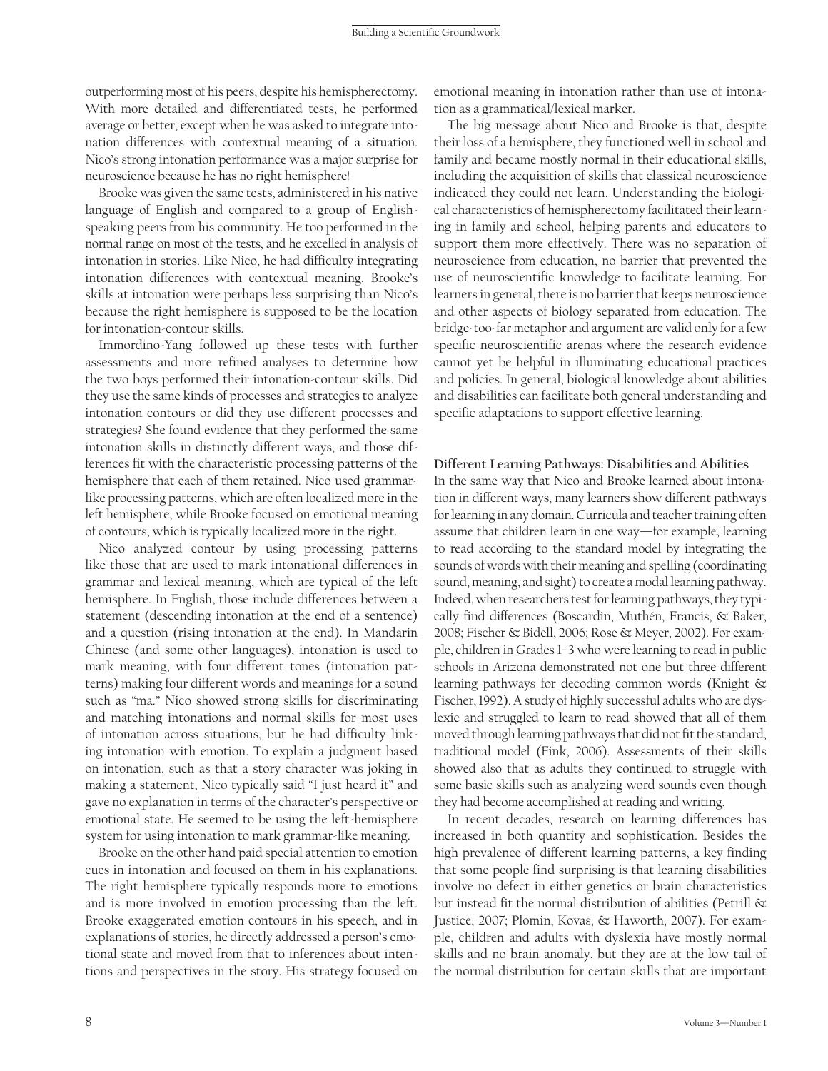outperforming most of his peers, despite his hemispherectomy. With more detailed and differentiated tests, he performed average or better, except when he was asked to integrate intonation differences with contextual meaning of a situation. Nico's strong intonation performance was a major surprise for neuroscience because he has no right hemisphere!

Brooke was given the same tests, administered in his native language of English and compared to a group of English-speaking peers from his community. He too performed in the normal range on most of the tests, and he excelled in analysis of intonation in stories. Like Nico, he had difficulty integrating intonation differences with contextual meaning. Brooke's skills at intonation were perhaps less surprising than Nico's because the right hemisphere is supposed to be the location for intonation-contour skills.

Immordino-Yang followed up these tests with further assessments and more refined analyses to determine how the two boys performed their intonation-contour skills. Did they use the same kinds of processes and strategies to analyze intonation contours or did they use different processes and strategies? She found evidence that they performed the same intonation skills in distinctly different ways, and those differences fit with the characteristic processing patterns of the hemisphere that each of them retained. Nico used grammar-like processing patterns, which are often localized more in the left hemisphere, while Brooke focused on emotional meaning of contours, which is typically localized more in the right.

Nico analyzed contour by using processing patterns like those that are used to mark intonational differences in grammar and lexical meaning, which are typical of the left hemisphere. In English, those include differences between a statement (descending intonation at the end of a sentence) and a question (rising intonation at the end). In Mandarin Chinese (and some other languages), intonation is used to mark meaning, with four different tones (intonation patterns) making four different words and meanings for a sound such as "ma." Nico showed strong skills for discriminating and matching intonations and normal skills for most uses of intonation across situations, but he had difficulty linking intonation with emotion. To explain a judgment based on intonation, such as that a story character was joking in making a statement, Nico typically said "I just heard it" and gave no explanation in terms of the character's perspective or emotional state. He seemed to be using the left-hemisphere system for using intonation to mark grammar-like meaning.

Brooke on the other hand paid special attention to emotion cues in intonation and focused on them in his explanations. The right hemisphere typically responds more to emotions and is more involved in emotion processing than the left. Brooke exaggerated emotion contours in his speech, and in explanations of stories, he directly addressed a person's emotional state and moved from that to inferences about intentions and perspectives in the story. His strategy focused on emotional meaning in intonation rather than use of intonation as a grammatical/lexical marker.

The big message about Nico and Brooke is that, despite their loss of a hemisphere, they functioned well in school and family and became mostly normal in their educational skills, including the acquisition of skills that classical neuroscience indicated they could not learn. Understanding the biological characteristics of hemispherectomy facilitated their learning in family and school, helping parents and educators to support them more effectively. There was no separation of neuroscience from education, no barrier that prevented the use of neuroscientific knowledge to facilitate learning. For learners in general, there is no barrier that keeps neuroscience and other aspects of biology separated from education. The bridge-too-far metaphor and argument are valid only for a few specific neuroscientific arenas where the research evidence cannot yet be helpful in illuminating educational practices and policies. In general, biological knowledge about abilities and disabilities can facilitate both general understanding and specific adaptations to support effective learning.

### Different Learning Pathways: Disabilities and Abilities

In the same way that Nico and Brooke learned about intonation in different ways, many learners show different pathways for learning in any domain. Curricula and teacher training often assume that children learn in one way—for example, learning to read according to the standard model by integrating the sounds of words with their meaning and spelling (coordinating sound, meaning, and sight) to create a modal learning pathway. Indeed, when researchers test for learning pathways, they typically find differences (Boscardin, Muthén, Francis, & Baker, 2008; Fischer & Bidell, 2006; Rose & Meyer, 2002). For example, children in Grades 1–3 who were learning to read in public schools in Arizona demonstrated not one but three different learning pathways for decoding common words (Knight & Fischer, 1992). A study of highly successful adults who are dyslexic and struggled to learn to read showed that all of them moved through learning pathways that did not fit the standard, traditional model (Fink, 2006). Assessments of their skills showed also that as adults they continued to struggle with some basic skills such as analyzing word sounds even though they had become accomplished at reading and writing.

In recent decades, research on learning differences has increased in both quantity and sophistication. Besides the high prevalence of different learning patterns, a key finding that some people find surprising is that learning disabilities involve no defect in either genetics or brain characteristics but instead fit the normal distribution of abilities (Petrill & Justice, 2007; Plomin, Kovas, & Haworth, 2007). For example, children and adults with dyslexia have mostly normal skills and no brain anomaly, but they are at the low tail of the normal distribution for certain skills that are important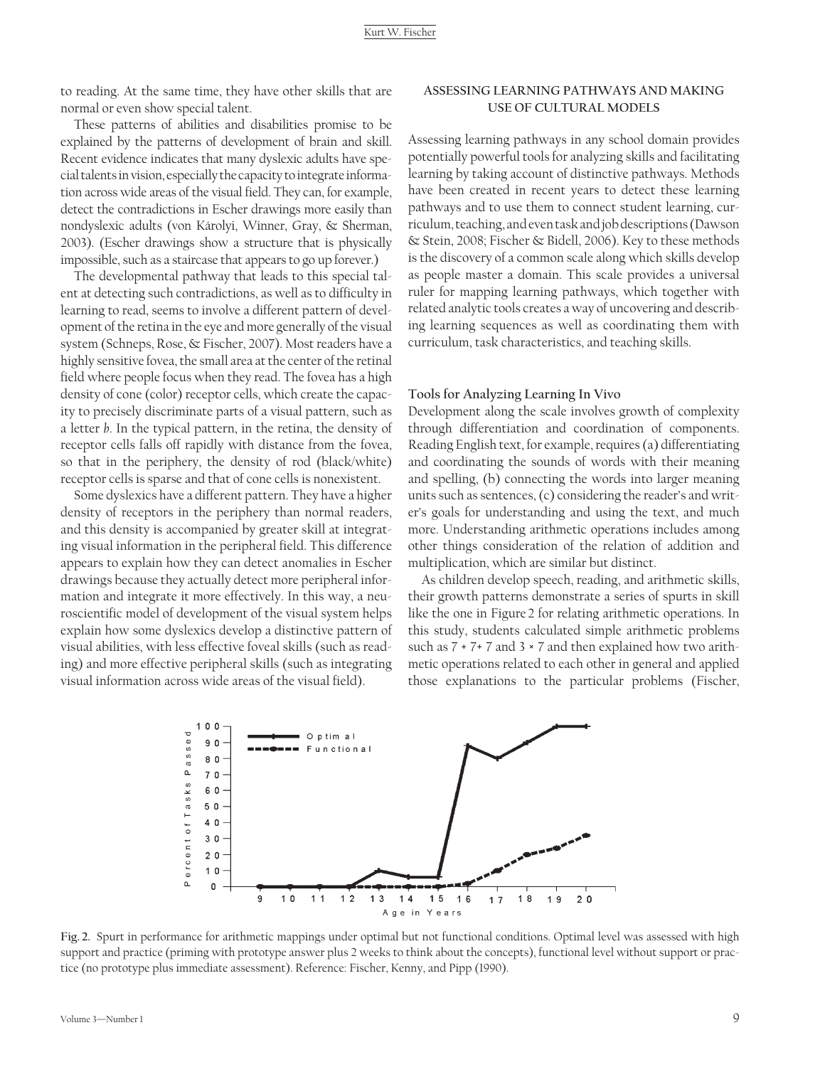to reading. At the same time, they have other skills that are normal or even show special talent.

These patterns of abilities and disabilities promise to be explained by the patterns of development of brain and skill. Recent evidence indicates that many dyslexic adults have special talents in vision, especially the capacity to integrate information across wide areas of the visual field. They can, for example, detect the contradictions in Escher drawings more easily than nondyslexic adults (von Károlyi, Winner, Gray, & Sherman, 2003). (Escher drawings show a structure that is physically impossible, such as a staircase that appears to go up forever.)

The developmental pathway that leads to this special talent at detecting such contradictions, as well as to difficulty in learning to read, seems to involve a different pattern of development of the retina in the eye and more generally of the visual system (Schneps, Rose, & Fischer, 2007). Most readers have a highly sensitive fovea, the small area at the center of the retinal field where people focus when they read. The fovea has a high density of cone (color) receptor cells, which create the capacity to precisely discriminate parts of a visual pattern, such as a letter *b*. In the typical pattern, in the retina, the density of receptor cells falls off rapidly with distance from the fovea, so that in the periphery, the density of rod (black/white) receptor cells is sparse and that of cone cells is nonexistent.

Some dyslexics have a different pattern. They have a higher density of receptors in the periphery than normal readers, and this density is accompanied by greater skill at integrating visual information in the peripheral field. This difference appears to explain how they can detect anomalies in Escher drawings because they actually detect more peripheral information and integrate it more effectively. In this way, a neuroscientific model of development of the visual system helps explain how some dyslexics develop a distinctive pattern of visual abilities, with less effective foveal skills (such as reading) and more effective peripheral skills (such as integrating visual information across wide areas of the visual field).

## ASSESSING LEARNING PATHWAYS AND MAKING USE OF CULTURAL MODELS

Assessing learning pathways in any school domain provides potentially powerful tools for analyzing skills and facilitating learning by taking account of distinctive pathways. Methods have been created in recent years to detect these learning pathways and to use them to connect student learning, curriculum, teaching, and even task and job descriptions (Dawson & Stein, 2008; Fischer & Bidell, 2006). Key to these methods is the discovery of a common scale along which skills develop as people master a domain. This scale provides a universal ruler for mapping learning pathways, which together with related analytic tools creates a way of uncovering and describing learning sequences as well as coordinating them with curriculum, task characteristics, and teaching skills.

### Tools for Analyzing Learning In Vivo

Development along the scale involves growth of complexity through differentiation and coordination of components. Reading English text, for example, requires (a) differentiating and coordinating the sounds of words with their meaning and spelling, (b) connecting the words into larger meaning units such as sentences, (c) considering the reader's and writer's goals for understanding and using the text, and much more. Understanding arithmetic operations includes among other things consideration of the relation of addition and multiplication, which are similar but distinct.

As children develop speech, reading, and arithmetic skills, their growth patterns demonstrate a series of spurts in skill like the one in Figure 2 for relating arithmetic operations. In this study, students calculated simple arithmetic problems such as 7 + 7+ 7 and 3 × 7 and then explained how two arithmetic operations related to each other in general and applied those explanations to the particular problems (Fischer,

Percent of Tasks Passed
100
90
80
70
60
50
40
30
20
10
0
Optimal
Functional
9 10 11 12 13 14 15 16 17 18 19 20
Age in Years

**Fig. 2.** Spurt in performance for arithmetic mappings under optimal but not functional conditions. Optimal level was assessed with high support and practice (priming with prototype answer plus 2 weeks to think about the concepts), functional level without support or practice (no prototype plus immediate assessment). Reference: Fischer, Kenny, and Pipp (1990).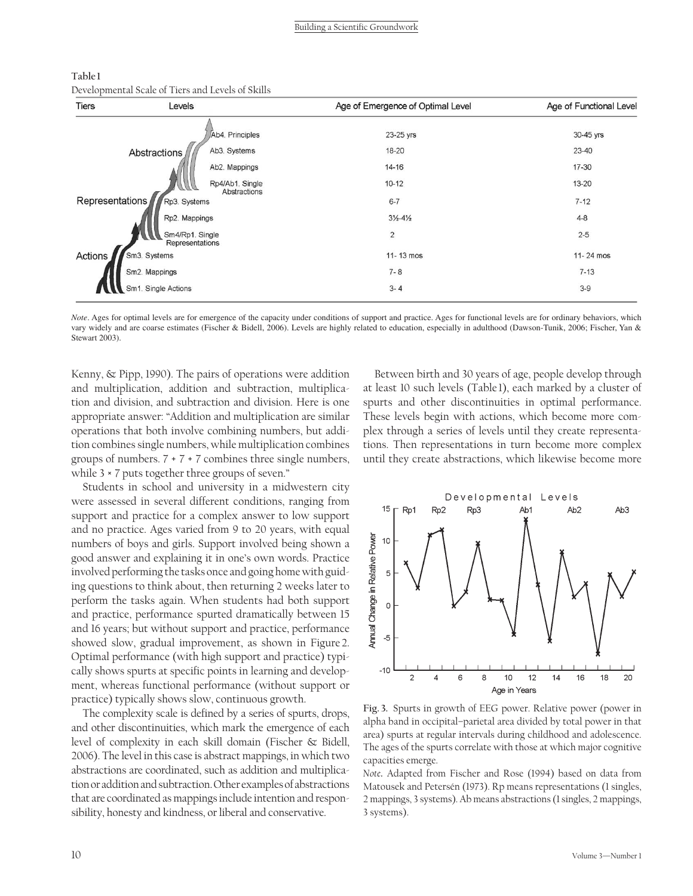**Table 1**
Developmental Scale of Tiers and Levels of Skills

| Tiers | Levels | Age of Emergence of Optimal Level | Age of Functional Level |
|---|---|---|---|
| Abstractions | Ab4. Principles | 23-25 yrs | 30-45 yrs |
| | Ab3. Systems | 18-20 | 23-40 |
| | Ab2. Mappings | 14-16 | 17-30 |
| | Rp4/Ab1. Single Abstractions | 10-12 | 13-20 |
| Representations | Rp3. Systems | 6-7 | 7-12 |
| | Rp2. Mappings | 3½-4½ | 4-8 |
| | Sm4/Rp1. Single Representations | 2 | 2-5 |
| Actions | Sm3. Systems | 11- 13 mos | 11- 24 mos |
| | Sm2. Mappings | 7- 8 | 7-13 |
| | Sm1. Single Actions | 3- 4 | 3-9 |

*Note*. Ages for optimal levels are for emergence of the capacity under conditions of support and practice. Ages for functional levels are for ordinary behaviors, which vary widely and are coarse estimates (Fischer & Bidell, 2006). Levels are highly related to education, especially in adulthood (Dawson-Tunik, 2006; Fischer, Yan & Stewart 2003).

Kenny, & Pipp, 1990). The pairs of operations were addition and multiplication, addition and subtraction, multiplication and division, and subtraction and division. Here is one appropriate answer: "Addition and multiplication are similar operations that both involve combining numbers, but addition combines single numbers, while multiplication combines groups of numbers. 7 + 7 + 7 combines three single numbers, while 3 × 7 puts together three groups of seven."

Students in school and university in a midwestern city were assessed in several different conditions, ranging from support and practice for a complex answer to low support and no practice. Ages varied from 9 to 20 years, with equal numbers of boys and girls. Support involved being shown a good answer and explaining it in one's own words. Practice involved performing the tasks once and going home with guiding questions to think about, then returning 2 weeks later to perform the tasks again. When students had both support and practice, performance spurted dramatically between 15 and 16 years; but without support and practice, performance showed slow, gradual improvement, as shown in Figure 2. Optimal performance (with high support and practice) typically shows spurts at specific points in learning and development, whereas functional performance (without support or practice) typically shows slow, continuous growth.

The complexity scale is defined by a series of spurts, drops, and other discontinuities, which mark the emergence of each level of complexity in each skill domain (Fischer & Bidell, 2006). The level in this case is abstract mappings, in which two abstractions are coordinated, such as addition and multiplication or addition and subtraction. Other examples of abstractions that are coordinated as mappings include intention and responsibility, honesty and kindness, or liberal and conservative.

Between birth and 30 years of age, people develop through at least 10 such levels (Table 1), each marked by a cluster of spurts and other discontinuities in optimal performance. These levels begin with actions, which become more complex through a series of levels until they create representations. Then representations in turn become more complex until they create abstractions, which likewise become more

**Fig. 3.** Spurts in growth of EEG power. Relative power (power in alpha band in occipital–parietal area divided by total power in that area) spurts at regular intervals during childhood and adolescence. The ages of the spurts correlate with those at which major cognitive capacities emerge.

*Note*. Adapted from Fischer and Rose (1994) based on data from Matousek and Petersén (1973). Rp means representations (1 singles, 2 mappings, 3 systems). Ab means abstractions (1 singles, 2 mappings, 3 systems).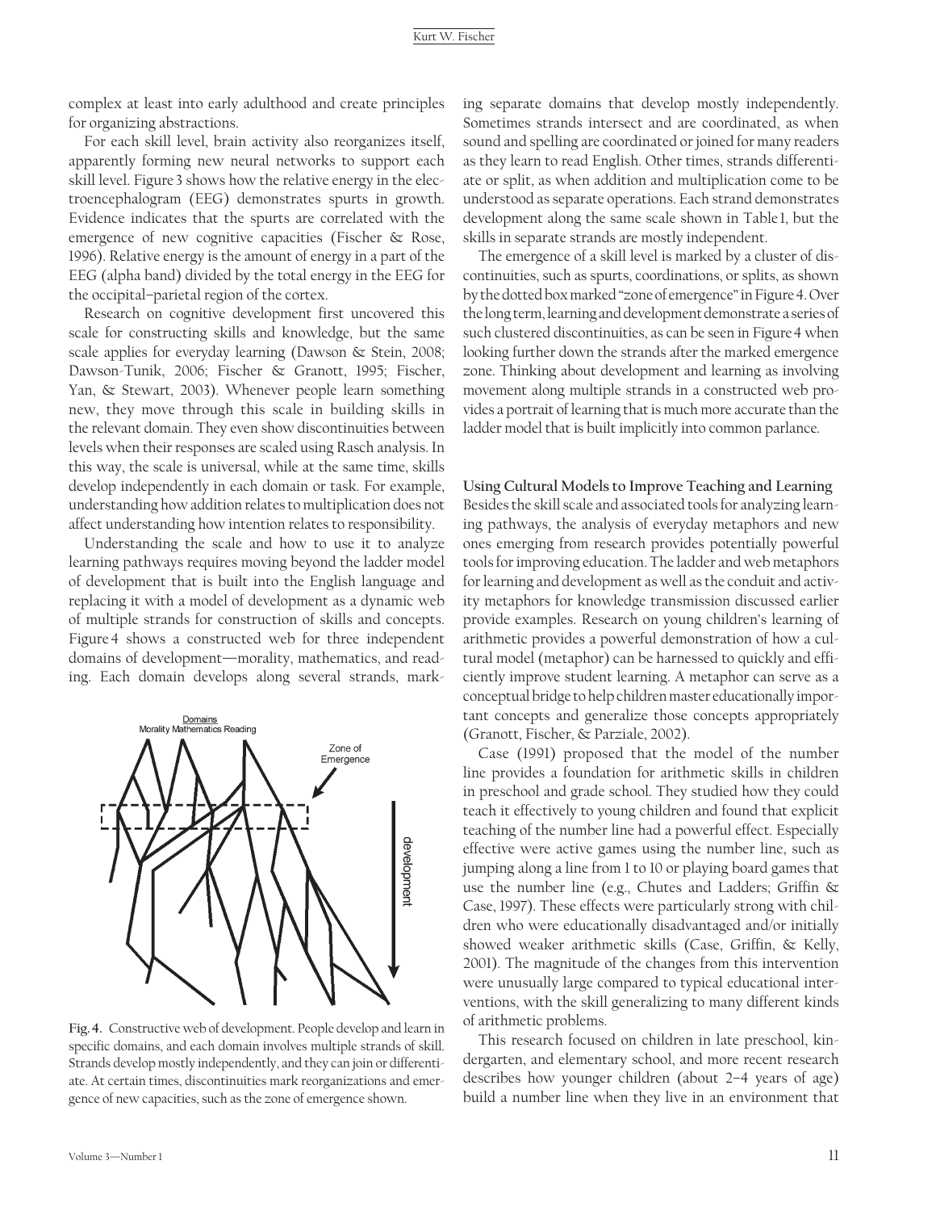complex at least into early adulthood and create principles for organizing abstractions.

For each skill level, brain activity also reorganizes itself, apparently forming new neural networks to support each skill level. Figure 3 shows how the relative energy in the electroencephalogram (EEG) demonstrates spurts in growth. Evidence indicates that the spurts are correlated with the emergence of new cognitive capacities (Fischer & Rose, 1996). Relative energy is the amount of energy in a part of the EEG (alpha band) divided by the total energy in the EEG for the occipital–parietal region of the cortex.

Research on cognitive development first uncovered this scale for constructing skills and knowledge, but the same scale applies for everyday learning (Dawson & Stein, 2008; Dawson-Tunik, 2006; Fischer & Granott, 1995; Fischer, Yan, & Stewart, 2003). Whenever people learn something new, they move through this scale in building skills in the relevant domain. They even show discontinuities between levels when their responses are scaled using Rasch analysis. In this way, the scale is universal, while at the same time, skills develop independently in each domain or task. For example, understanding how addition relates to multiplication does not affect understanding how intention relates to responsibility.

Understanding the scale and how to use it to analyze learning pathways requires moving beyond the ladder model of development that is built into the English language and replacing it with a model of development as a dynamic web of multiple strands for construction of skills and concepts. Figure 4 shows a constructed web for three independent domains of development—morality, mathematics, and reading. Each domain develops along several strands, marking separate domains that develop mostly independently. Sometimes strands intersect and are coordinated, as when sound and spelling are coordinated or joined for many readers as they learn to read English. Other times, strands differentiate or split, as when addition and multiplication come to be understood as separate operations. Each strand demonstrates development along the same scale shown in Table 1, but the skills in separate strands are mostly independent.

**Fig. 4.** Constructive web of development. People develop and learn in specific domains, and each domain involves multiple strands of skill. Strands develop mostly independently, and they can join or differentiate. At certain times, discontinuities mark reorganizations and emergence of new capacities, such as the zone of emergence shown.

The emergence of a skill level is marked by a cluster of discontinuities, such as spurts, coordinations, or splits, as shown by the dotted box marked "zone of emergence" in Figure 4. Over the long term, learning and development demonstrate a series of such clustered discontinuities, as can be seen in Figure 4 when looking further down the strands after the marked emergence zone. Thinking about development and learning as involving movement along multiple strands in a constructed web provides a portrait of learning that is much more accurate than the ladder model that is built implicitly into common parlance.

**Using Cultural Models to Improve Teaching and Learning**

Besides the skill scale and associated tools for analyzing learning pathways, the analysis of everyday metaphors and new ones emerging from research provides potentially powerful tools for improving education. The ladder and web metaphors for learning and development as well as the conduit and activity metaphors for knowledge transmission discussed earlier provide examples. Research on young children's learning of arithmetic provides a powerful demonstration of how a cultural model (metaphor) can be harnessed to quickly and efficiently improve student learning. A metaphor can serve as a conceptual bridge to help children master educationally important concepts and generalize those concepts appropriately (Granott, Fischer, & Parziale, 2002).

Case (1991) proposed that the model of the number line provides a foundation for arithmetic skills in children in preschool and grade school. They studied how they could teach it effectively to young children and found that explicit teaching of the number line had a powerful effect. Especially effective were active games using the number line, such as jumping along a line from 1 to 10 or playing board games that use the number line (e.g., Chutes and Ladders; Griffin & Case, 1997). These effects were particularly strong with children who were educationally disadvantaged and/or initially showed weaker arithmetic skills (Case, Griffin, & Kelly, 2001). The magnitude of the changes from this intervention were unusually large compared to typical educational interventions, with the skill generalizing to many different kinds of arithmetic problems.

This research focused on children in late preschool, kindergarten, and elementary school, and more recent research describes how younger children (about 2–4 years of age) build a number line when they live in an environment that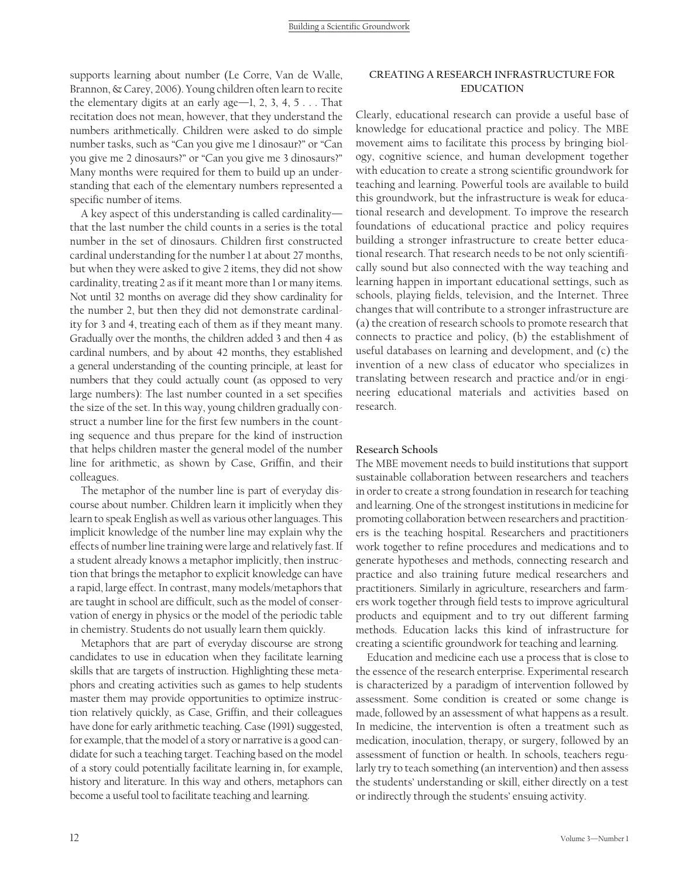supports learning about number (Le Corre, Van de Walle, Brannon, & Carey, 2006). Young children often learn to recite the elementary digits at an early age—1, 2, 3, 4, 5 . . . That recitation does not mean, however, that they understand the numbers arithmetically. Children were asked to do simple number tasks, such as "Can you give me 1 dinosaur?" or "Can you give me 2 dinosaurs?" or "Can you give me 3 dinosaurs?" Many months were required for them to build up an understanding that each of the elementary numbers represented a specific number of items.

A key aspect of this understanding is called cardinality—that the last number the child counts in a series is the total number in the set of dinosaurs. Children first constructed cardinal understanding for the number 1 at about 27 months, but when they were asked to give 2 items, they did not show cardinality, treating 2 as if it meant more than 1 or many items. Not until 32 months on average did they show cardinality for the number 2, but then they did not demonstrate cardinality for 3 and 4, treating each of them as if they meant many. Gradually over the months, the children added 3 and then 4 as cardinal numbers, and by about 42 months, they established a general understanding of the counting principle, at least for numbers that they could actually count (as opposed to very large numbers): The last number counted in a set specifies the size of the set. In this way, young children gradually construct a number line for the first few numbers in the counting sequence and thus prepare for the kind of instruction that helps children master the general model of the number line for arithmetic, as shown by Case, Griffin, and their colleagues.

The metaphor of the number line is part of everyday discourse about number. Children learn it implicitly when they learn to speak English as well as various other languages. This implicit knowledge of the number line may explain why the effects of number line training were large and relatively fast. If a student already knows a metaphor implicitly, then instruction that brings the metaphor to explicit knowledge can have a rapid, large effect. In contrast, many models/metaphors that are taught in school are difficult, such as the model of conservation of energy in physics or the model of the periodic table in chemistry. Students do not usually learn them quickly.

Metaphors that are part of everyday discourse are strong candidates to use in education when they facilitate learning skills that are targets of instruction. Highlighting these metaphors and creating activities such as games to help students master them may provide opportunities to optimize instruction relatively quickly, as Case, Griffin, and their colleagues have done for early arithmetic teaching. Case (1991) suggested, for example, that the model of a story or narrative is a good candidate for such a teaching target. Teaching based on the model of a story could potentially facilitate learning in, for example, history and literature. In this way and others, metaphors can become a useful tool to facilitate teaching and learning.

## CREATING A RESEARCH INFRASTRUCTURE FOR EDUCATION

Clearly, educational research can provide a useful base of knowledge for educational practice and policy. The MBE movement aims to facilitate this process by bringing biology, cognitive science, and human development together with education to create a strong scientific groundwork for teaching and learning. Powerful tools are available to build this groundwork, but the infrastructure is weak for educational research and development. To improve the research foundations of educational practice and policy requires building a stronger infrastructure to create better educational research. That research needs to be not only scientifically sound but also connected with the way teaching and learning happen in important educational settings, such as schools, playing fields, television, and the Internet. Three changes that will contribute to a stronger infrastructure are (a) the creation of research schools to promote research that connects to practice and policy, (b) the establishment of useful databases on learning and development, and (c) the invention of a new class of educator who specializes in translating between research and practice and/or in engineering educational materials and activities based on research.

### Research Schools

The MBE movement needs to build institutions that support sustainable collaboration between researchers and teachers in order to create a strong foundation in research for teaching and learning. One of the strongest institutions in medicine for promoting collaboration between researchers and practitioners is the teaching hospital. Researchers and practitioners work together to refine procedures and medications and to generate hypotheses and methods, connecting research and practice and also training future medical researchers and practitioners. Similarly in agriculture, researchers and farmers work together through field tests to improve agricultural products and equipment and to try out different farming methods. Education lacks this kind of infrastructure for creating a scientific groundwork for teaching and learning.

Education and medicine each use a process that is close to the essence of the research enterprise. Experimental research is characterized by a paradigm of intervention followed by assessment. Some condition is created or some change is made, followed by an assessment of what happens as a result. In medicine, the intervention is often a treatment such as medication, inoculation, therapy, or surgery, followed by an assessment of function or health. In schools, teachers regularly try to teach something (an intervention) and then assess the students' understanding or skill, either directly on a test or indirectly through the students' ensuing activity.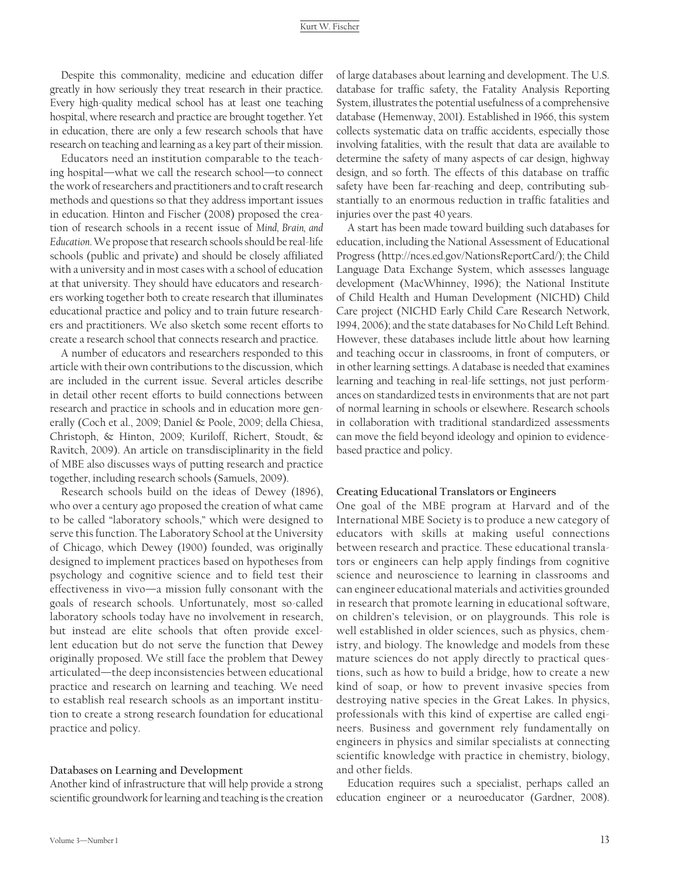Despite this commonality, medicine and education differ greatly in how seriously they treat research in their practice. Every high-quality medical school has at least one teaching hospital, where research and practice are brought together. Yet in education, there are only a few research schools that have research on teaching and learning as a key part of their mission.

Educators need an institution comparable to the teaching hospital—what we call the research school—to connect the work of researchers and practitioners and to craft research methods and questions so that they address important issues in education. Hinton and Fischer (2008) proposed the creation of research schools in a recent issue of *Mind, Brain, and Education*. We propose that research schools should be real-life schools (public and private) and should be closely affiliated with a university and in most cases with a school of education at that university. They should have educators and researchers working together both to create research that illuminates educational practice and policy and to train future researchers and practitioners. We also sketch some recent efforts to create a research school that connects research and practice.

A number of educators and researchers responded to this article with their own contributions to the discussion, which are included in the current issue. Several articles describe in detail other recent efforts to build connections between research and practice in schools and in education more generally (Coch et al., 2009; Daniel & Poole, 2009; della Chiesa, Christoph, & Hinton, 2009; Kuriloff, Richert, Stoudt, & Ravitch, 2009). An article on transdisciplinarity in the field of MBE also discusses ways of putting research and practice together, including research schools (Samuels, 2009).

Research schools build on the ideas of Dewey (1896), who over a century ago proposed the creation of what came to be called "laboratory schools," which were designed to serve this function. The Laboratory School at the University of Chicago, which Dewey (1900) founded, was originally designed to implement practices based on hypotheses from psychology and cognitive science and to field test their effectiveness in vivo—a mission fully consonant with the goals of research schools. Unfortunately, most so-called laboratory schools today have no involvement in research, but instead are elite schools that often provide excellent education but do not serve the function that Dewey originally proposed. We still face the problem that Dewey articulated—the deep inconsistencies between educational practice and research on learning and teaching. We need to establish real research schools as an important institution to create a strong research foundation for educational practice and policy.

### Databases on Learning and Development

Another kind of infrastructure that will help provide a strong scientific groundwork for learning and teaching is the creation of large databases about learning and development. The U.S. database for traffic safety, the Fatality Analysis Reporting System, illustrates the potential usefulness of a comprehensive database (Hemenway, 2001). Established in 1966, this system collects systematic data on traffic accidents, especially those involving fatalities, with the result that data are available to determine the safety of many aspects of car design, highway design, and so forth. The effects of this database on traffic safety have been far-reaching and deep, contributing substantially to an enormous reduction in traffic fatalities and injuries over the past 40 years.

A start has been made toward building such databases for education, including the National Assessment of Educational Progress (http://nces.ed.gov/NationsReportCard/); the Child Language Data Exchange System, which assesses language development (MacWhinney, 1996); the National Institute of Child Health and Human Development (NICHD) Child Care project (NICHD Early Child Care Research Network, 1994, 2006); and the state databases for No Child Left Behind. However, these databases include little about how learning and teaching occur in classrooms, in front of computers, or in other learning settings. A database is needed that examines learning and teaching in real-life settings, not just performances on standardized tests in environments that are not part of normal learning in schools or elsewhere. Research schools in collaboration with traditional standardized assessments can move the field beyond ideology and opinion to evidence-based practice and policy.

### Creating Educational Translators or Engineers

One goal of the MBE program at Harvard and of the International MBE Society is to produce a new category of educators with skills at making useful connections between research and practice. These educational translators or engineers can help apply findings from cognitive science and neuroscience to learning in classrooms and can engineer educational materials and activities grounded in research that promote learning in educational software, on children's television, or on playgrounds. This role is well established in older sciences, such as physics, chemistry, and biology. The knowledge and models from these mature sciences do not apply directly to practical questions, such as how to build a bridge, how to create a new kind of soap, or how to prevent invasive species from destroying native species in the Great Lakes. In physics, professionals with this kind of expertise are called engineers. Business and government rely fundamentally on engineers in physics and similar specialists at connecting scientific knowledge with practice in chemistry, biology, and other fields.

Education requires such a specialist, perhaps called an education engineer or a neuroeducator (Gardner, 2008).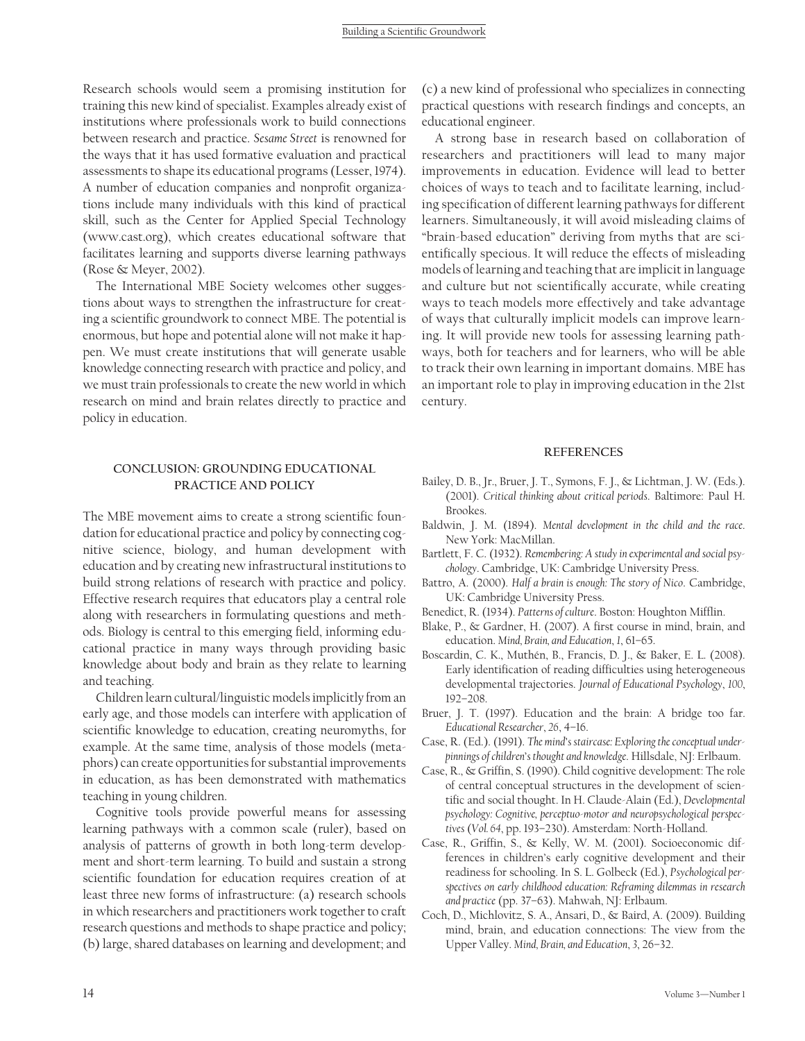Research schools would seem a promising institution for training this new kind of specialist. Examples already exist of institutions where professionals work to build connections between research and practice. *Sesame Street* is renowned for the ways that it has used formative evaluation and practical assessments to shape its educational programs (Lesser, 1974). A number of education companies and nonprofit organizations include many individuals with this kind of practical skill, such as the Center for Applied Special Technology (www.cast.org), which creates educational software that facilitates learning and supports diverse learning pathways (Rose & Meyer, 2002).

The International MBE Society welcomes other suggestions about ways to strengthen the infrastructure for creating a scientific groundwork to connect MBE. The potential is enormous, but hope and potential alone will not make it happen. We must create institutions that will generate usable knowledge connecting research with practice and policy, and we must train professionals to create the new world in which research on mind and brain relates directly to practice and policy in education.

## CONCLUSION: GROUNDING EDUCATIONAL PRACTICE AND POLICY

The MBE movement aims to create a strong scientific foundation for educational practice and policy by connecting cognitive science, biology, and human development with education and by creating new infrastructural institutions to build strong relations of research with practice and policy. Effective research requires that educators play a central role along with researchers in formulating questions and methods. Biology is central to this emerging field, informing educational practice in many ways through providing basic knowledge about body and brain as they relate to learning and teaching.

Children learn cultural/linguistic models implicitly from an early age, and those models can interfere with application of scientific knowledge to education, creating neuromyths, for example. At the same time, analysis of those models (metaphors) can create opportunities for substantial improvements in education, as has been demonstrated with mathematics teaching in young children.

Cognitive tools provide powerful means for assessing learning pathways with a common scale (ruler), based on analysis of patterns of growth in both long-term development and short-term learning. To build and sustain a strong scientific foundation for education requires creation of at least three new forms of infrastructure: (a) research schools in which researchers and practitioners work together to craft research questions and methods to shape practice and policy; (b) large, shared databases on learning and development; and (c) a new kind of professional who specializes in connecting practical questions with research findings and concepts, an educational engineer.

A strong base in research based on collaboration of researchers and practitioners will lead to many major improvements in education. Evidence will lead to better choices of ways to teach and to facilitate learning, including specification of different learning pathways for different learners. Simultaneously, it will avoid misleading claims of "brain-based education" deriving from myths that are scientifically specious. It will reduce the effects of misleading models of learning and teaching that are implicit in language and culture but not scientifically accurate, while creating ways to teach models more effectively and take advantage of ways that culturally implicit models can improve learning. It will provide new tools for assessing learning pathways, both for teachers and for learners, who will be able to track their own learning in important domains. MBE has an important role to play in improving education in the 21st century.

## REFERENCES

Bailey, D. B., Jr., Bruer, J. T., Symons, F. J., & Lichtman, J. W. (Eds.). (2001). *Critical thinking about critical periods*. Baltimore: Paul H. Brookes.

Baldwin, J. M. (1894). *Mental development in the child and the race*. New York: MacMillan.

Bartlett, F. C. (1932). *Remembering: A study in experimental and social psychology*. Cambridge, UK: Cambridge University Press.

Battro, A. (2000). *Half a brain is enough: The story of Nico*. Cambridge, UK: Cambridge University Press.

Benedict, R. (1934). *Patterns of culture*. Boston: Houghton Mifflin.

Blake, P., & Gardner, H. (2007). A first course in mind, brain, and education. *Mind, Brain, and Education*, *1*, 61–65.

Boscardin, C. K., Muthén, B., Francis, D. J., & Baker, E. L. (2008). Early identification of reading difficulties using heterogeneous developmental trajectories. *Journal of Educational Psychology*, *100*, 192–208.

Bruer, J. T. (1997). Education and the brain: A bridge too far. *Educational Researcher*, *26*, 4–16.

Case, R. (Ed.). (1991). *The mind's staircase: Exploring the conceptual underpinnings of children's thought and knowledge*. Hillsdale, NJ: Erlbaum.

Case, R., & Griffin, S. (1990). Child cognitive development: The role of central conceptual structures in the development of scientific and social thought. In H. Claude-Alain (Ed.), *Developmental psychology: Cognitive, perceptuo-motor and neuropsychological perspectives* (*Vol. 64*, pp. 193–230). Amsterdam: North-Holland.

Case, R., Griffin, S., & Kelly, W. M. (2001). Socioeconomic differences in children's early cognitive development and their readiness for schooling. In S. L. Golbeck (Ed.), *Psychological perspectives on early childhood education: Reframing dilemmas in research and practice* (pp. 37–63). Mahwah, NJ: Erlbaum.

Coch, D., Michlovitz, S. A., Ansari, D., & Baird, A. (2009). Building mind, brain, and education connections: The view from the Upper Valley. *Mind, Brain, and Education*, *3*, 26–32.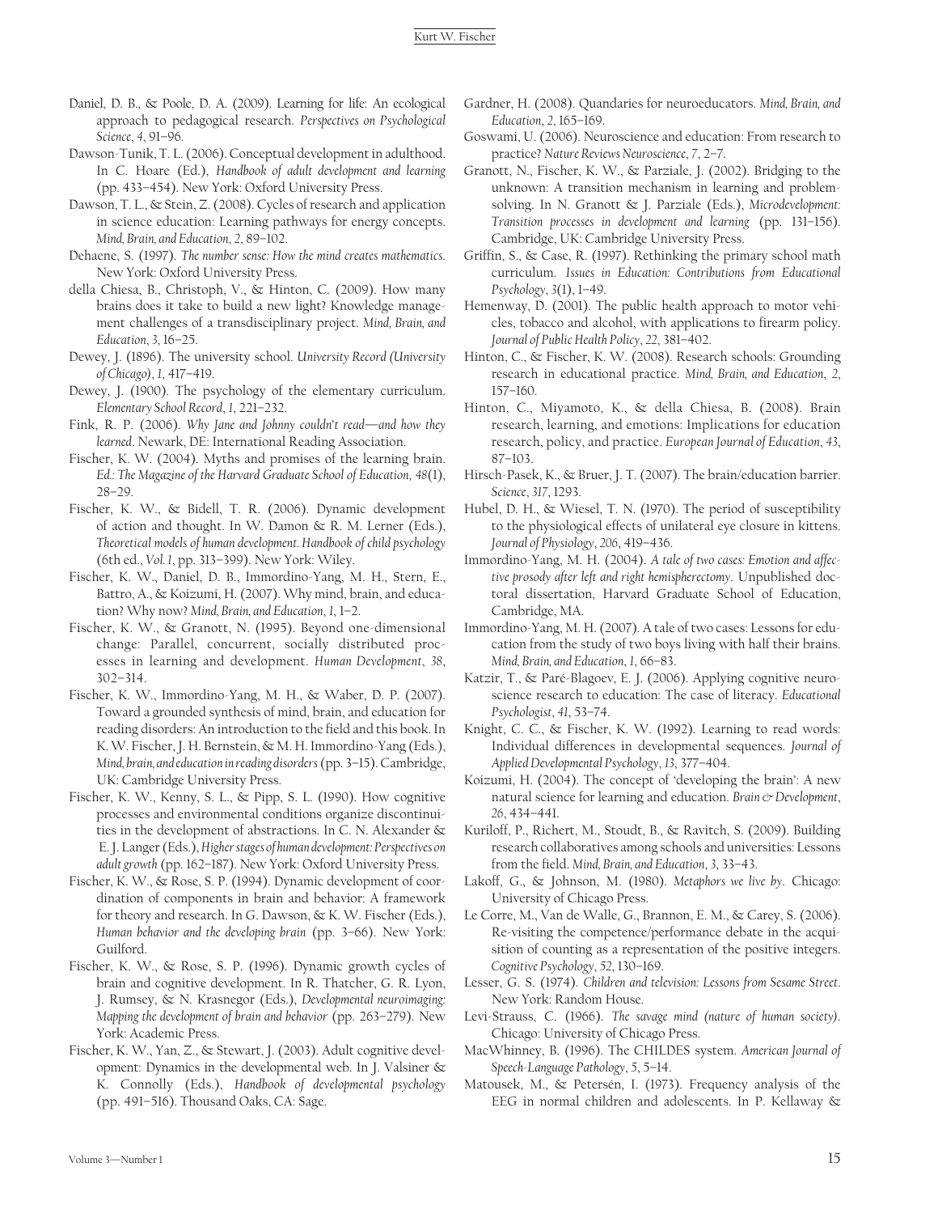Daniel, D. B., & Poole, D. A. (2009). Learning for life: An ecological approach to pedagogical research. *Perspectives on Psychological Science*, *4*, 91–96.

Dawson-Tunik, T. L. (2006). Conceptual development in adulthood. In C. Hoare (Ed.), *Handbook of adult development and learning* (pp. 433–454). New York: Oxford University Press.

Dawson, T. L., & Stein, Z. (2008). Cycles of research and application in science education: Learning pathways for energy concepts. *Mind, Brain, and Education*, *2*, 89–102.

Dehaene, S. (1997). *The number sense: How the mind creates mathematics*. New York: Oxford University Press.

della Chiesa, B., Christoph, V., & Hinton, C. (2009). How many brains does it take to build a new light? Knowledge management challenges of a transdisciplinary project. *Mind, Brain, and Education*, *3*, 16–25.

Dewey, J. (1896). The university school. *University Record (University of Chicago)*, *1*, 417–419.

Dewey, J. (1900). The psychology of the elementary curriculum. *Elementary School Record*, *1*, 221–232.

Fink, R. P. (2006). *Why Jane and Johnny couldn't read—and how they learned*. Newark, DE: International Reading Association.

Fischer, K. W. (2004). Myths and promises of the learning brain. *Ed.: The Magazine of the Harvard Graduate School of Education*, *48*(1), 28–29.

Fischer, K. W., & Bidell, T. R. (2006). Dynamic development of action and thought. In W. Damon & R. M. Lerner (Eds.), *Theoretical models of human development. Handbook of child psychology* (6th ed., *Vol. 1*, pp. 313–399). New York: Wiley.

Fischer, K. W., Daniel, D. B., Immordino-Yang, M. H., Stern, E., Battro, A., & Koizumi, H. (2007). Why mind, brain, and education? Why now? *Mind, Brain, and Education*, *1*, 1–2.

Fischer, K. W., & Granott, N. (1995). Beyond one-dimensional change: Parallel, concurrent, socially distributed processes in learning and development. *Human Development*, *38*, 302–314.

Fischer, K. W., Immordino-Yang, M. H., & Waber, D. P. (2007). Toward a grounded synthesis of mind, brain, and education for reading disorders: An introduction to the field and this book. In K. W. Fischer, J. H. Bernstein, & M. H. Immordino-Yang (Eds.), *Mind, brain, and education in reading disorders* (pp. 3–15). Cambridge, UK: Cambridge University Press.

Fischer, K. W., Kenny, S. L., & Pipp, S. L. (1990). How cognitive processes and environmental conditions organize discontinuities in the development of abstractions. In C. N. Alexander & E. J. Langer (Eds.), *Higher stages of human development: Perspectives on adult growth* (pp. 162–187). New York: Oxford University Press.

Fischer, K. W., & Rose, S. P. (1994). Dynamic development of coordination of components in brain and behavior: A framework for theory and research. In G. Dawson, & K. W. Fischer (Eds.), *Human behavior and the developing brain* (pp. 3–66). New York: Guilford.

Fischer, K. W., & Rose, S. P. (1996). Dynamic growth cycles of brain and cognitive development. In R. Thatcher, G. R. Lyon, J. Rumsey, & N. Krasnegor (Eds.), *Developmental neuroimaging: Mapping the development of brain and behavior* (pp. 263–279). New York: Academic Press.

Fischer, K. W., Yan, Z., & Stewart, J. (2003). Adult cognitive development: Dynamics in the developmental web. In J. Valsiner & K. Connolly (Eds.), *Handbook of developmental psychology* (pp. 491–516). Thousand Oaks, CA: Sage.

Gardner, H. (2008). Quandaries for neuroeducators. *Mind, Brain, and Education*, *2*, 165–169.

Goswami, U. (2006). Neuroscience and education: From research to practice? *Nature Reviews Neuroscience*, *7*, 2–7.

Granott, N., Fischer, K. W., & Parziale, J. (2002). Bridging to the unknown: A transition mechanism in learning and problem-solving. In N. Granott & J. Parziale (Eds.), *Microdevelopment: Transition processes in development and learning* (pp. 131–156). Cambridge, UK: Cambridge University Press.

Griffin, S., & Case, R. (1997). Rethinking the primary school math curriculum. *Issues in Education: Contributions from Educational Psychology*, *3*(1), 1–49.

Hemenway, D. (2001). The public health approach to motor vehicles, tobacco and alcohol, with applications to firearm policy. *Journal of Public Health Policy*, *22*, 381–402.

Hinton, C., & Fischer, K. W. (2008). Research schools: Grounding research in educational practice. *Mind, Brain, and Education*, *2*, 157–160.

Hinton, C., Miyamoto, K., & della Chiesa, B. (2008). Brain research, learning, and emotions: Implications for education research, policy, and practice. *European Journal of Education*, *43*, 87–103.

Hirsch-Pasek, K., & Bruer, J. T. (2007). The brain/education barrier. *Science*, *317*, 1293.

Hubel, D. H., & Wiesel, T. N. (1970). The period of susceptibility to the physiological effects of unilateral eye closure in kittens. *Journal of Physiology*, *206*, 419–436.

Immordino-Yang, M. H. (2004). *A tale of two cases: Emotion and affective prosody after left and right hemispherectomy*. Unpublished doctoral dissertation, Harvard Graduate School of Education, Cambridge, MA.

Immordino-Yang, M. H. (2007). A tale of two cases: Lessons for education from the study of two boys living with half their brains. *Mind, Brain, and Education*, *1*, 66–83.

Katzir, T., & Paré-Blagoev, E. J. (2006). Applying cognitive neuroscience research to education: The case of literacy. *Educational Psychologist*, *41*, 53–74.

Knight, C. C., & Fischer, K. W. (1992). Learning to read words: Individual differences in developmental sequences. *Journal of Applied Developmental Psychology*, *13*, 377–404.

Koizumi, H. (2004). The concept of 'developing the brain': A new natural science for learning and education. *Brain & Development*, *26*, 434–441.

Kuriloff, P., Richert, M., Stoudt, B., & Ravitch, S. (2009). Building research collaboratives among schools and universities: Lessons from the field. *Mind, Brain, and Education*, *3*, 33–43.

Lakoff, G., & Johnson, M. (1980). *Metaphors we live by*. Chicago: University of Chicago Press.

Le Corre, M., Van de Walle, G., Brannon, E. M., & Carey, S. (2006). Re-visiting the competence/performance debate in the acquisition of counting as a representation of the positive integers. *Cognitive Psychology*, *52*, 130–169.

Lesser, G. S. (1974). *Children and television: Lessons from Sesame Street*. New York: Random House.

Levi-Strauss, C. (1966). *The savage mind (nature of human society)*. Chicago: University of Chicago Press.

MacWhinney, B. (1996). The CHILDES system. *American Journal of Speech-Language Pathology*, *5*, 5–14.

Matousek, M., & Petersén, I. (1973). Frequency analysis of the EEG in normal children and adolescents. In P. Kellaway &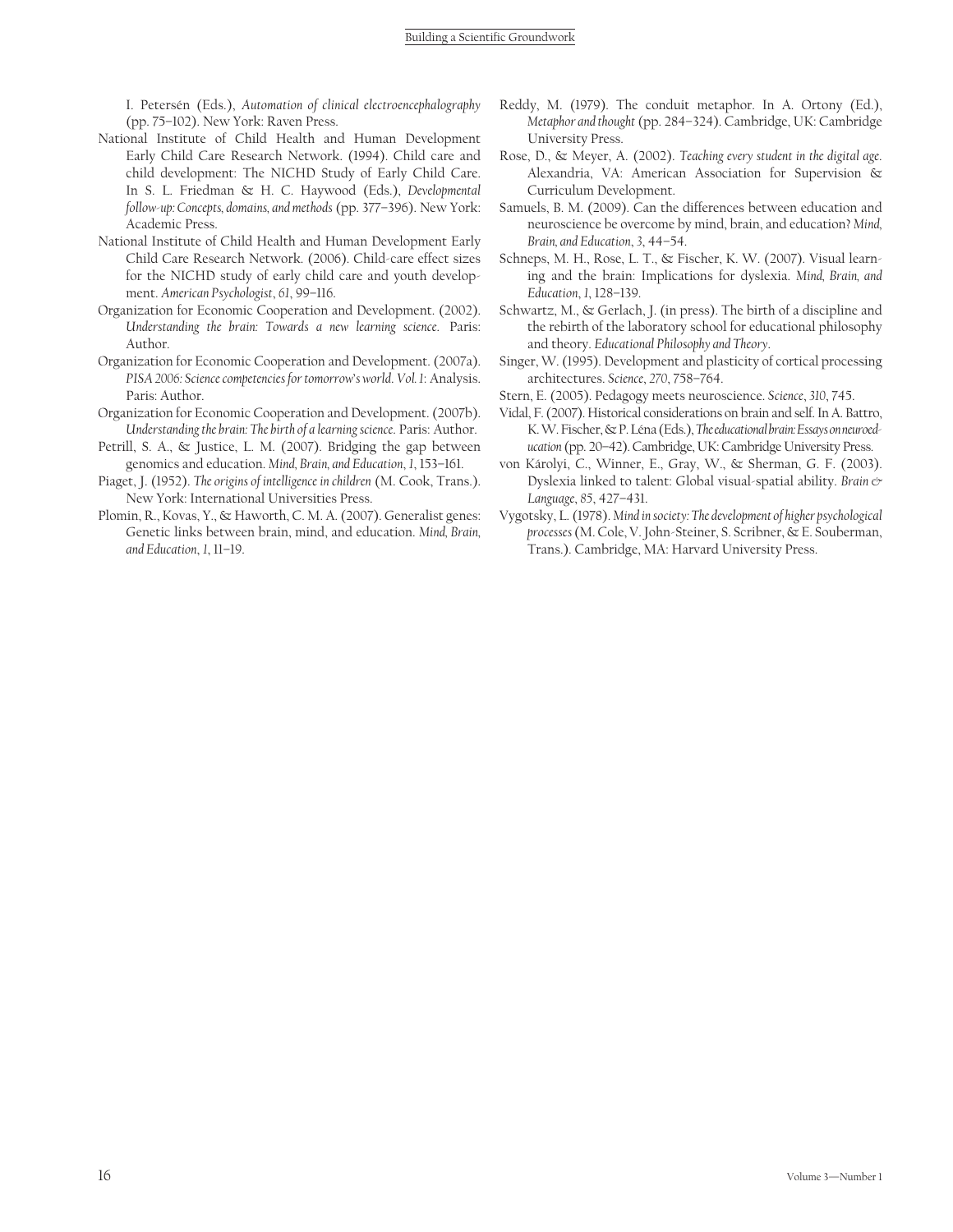I. Petersén (Eds.), *Automation of clinical electroencephalography* (pp. 75–102). New York: Raven Press.

National Institute of Child Health and Human Development Early Child Care Research Network. (1994). Child care and child development: The NICHD Study of Early Child Care. In S. L. Friedman & H. C. Haywood (Eds.), *Developmental follow-up: Concepts, domains, and methods* (pp. 377–396). New York: Academic Press.

National Institute of Child Health and Human Development Early Child Care Research Network. (2006). Child-care effect sizes for the NICHD study of early child care and youth development. *American Psychologist*, *61*, 99–116.

Organization for Economic Cooperation and Development. (2002). *Understanding the brain: Towards a new learning science*. Paris: Author.

Organization for Economic Cooperation and Development. (2007a). *PISA 2006: Science competencies for tomorrow's world. Vol. 1*: Analysis. Paris: Author.

Organization for Economic Cooperation and Development. (2007b). *Understanding the brain: The birth of a learning science*. Paris: Author.

Petrill, S. A., & Justice, L. M. (2007). Bridging the gap between genomics and education. *Mind, Brain, and Education*, *1*, 153–161.

Piaget, J. (1952). *The origins of intelligence in children* (M. Cook, Trans.). New York: International Universities Press.

Plomin, R., Kovas, Y., & Haworth, C. M. A. (2007). Generalist genes: Genetic links between brain, mind, and education. *Mind, Brain, and Education*, *1*, 11–19.

Reddy, M. (1979). The conduit metaphor. In A. Ortony (Ed.), *Metaphor and thought* (pp. 284–324). Cambridge, UK: Cambridge University Press.

Rose, D., & Meyer, A. (2002). *Teaching every student in the digital age*. Alexandria, VA: American Association for Supervision & Curriculum Development.

Samuels, B. M. (2009). Can the differences between education and neuroscience be overcome by mind, brain, and education? *Mind, Brain, and Education*, *3*, 44–54.

Schneps, M. H., Rose, L. T., & Fischer, K. W. (2007). Visual learning and the brain: Implications for dyslexia. *Mind, Brain, and Education*, *1*, 128–139.

Schwartz, M., & Gerlach, J. (in press). The birth of a discipline and the rebirth of the laboratory school for educational philosophy and theory. *Educational Philosophy and Theory*.

Singer, W. (1995). Development and plasticity of cortical processing architectures. *Science*, *270*, 758–764.

Stern, E. (2005). Pedagogy meets neuroscience. *Science*, *310*, 745.

Vidal, F. (2007). Historical considerations on brain and self. In A. Battro, K. W. Fischer, & P. Léna (Eds.), *The educational brain: Essays on neuroeducation* (pp. 20–42). Cambridge, UK: Cambridge University Press.

von Károlyi, C., Winner, E., Gray, W., & Sherman, G. F. (2003). Dyslexia linked to talent: Global visual-spatial ability. *Brain & Language*, *85*, 427–431.

Vygotsky, L. (1978). *Mind in society: The development of higher psychological processes* (M. Cole, V. John-Steiner, S. Scribner, & E. Souberman, Trans.). Cambridge, MA: Harvard University Press.